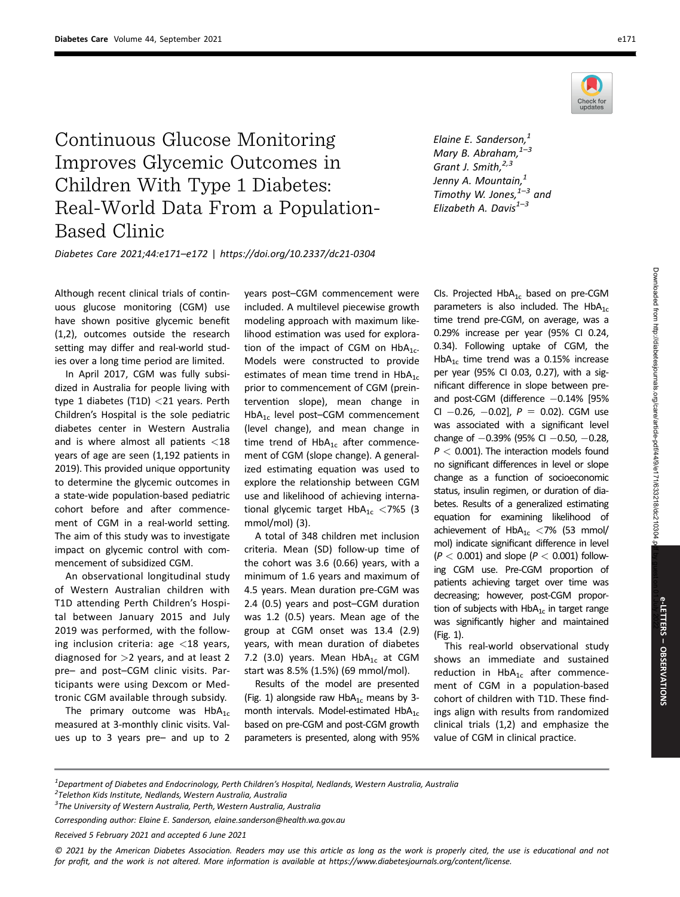# Continuous Glucose Monitoring Improves Glycemic Outcomes in Children With Type 1 Diabetes: Real-World Data From a Population-Based Clinic

*Elaine E. Sanderson,[1] Mary B. Abraham,[1–3] Grant J. Smith,[2,3] Jenny A. Mountain,[1] Timothy W. Jones,[1–3] and Elizabeth A. Davis[1–3]*

*Diabetes Care 2021;44:e171–e172 | https://doi.org/10.2337/dc21-0304*

Although recent clinical trials of continuous glucose monitoring (CGM) use have shown positive glycemic benefit (1,2), outcomes outside the research setting may differ and real-world studies over a long time period are limited.

In April 2017, CGM was fully subsidized in Australia for people living with type 1 diabetes (T1D) <21 years. Perth Children's Hospital is the sole pediatric diabetes center in Western Australia and is where almost all patients <18 years of age are seen (1,192 patients in 2019). This provided unique opportunity to determine the glycemic outcomes in a state-wide population-based pediatric cohort before and after commencement of CGM in a real-world setting. The aim of this study was to investigate impact on glycemic control with commencement of subsidized CGM.

An observational longitudinal study of Western Australian children with T1D attending Perth Children's Hospital between January 2015 and July 2019 was performed, with the following inclusion criteria: age <18 years, diagnosed for >2 years, and at least 2 pre– and post–CGM clinic visits. Participants were using Dexcom or Medtronic CGM available through subsidy.

The primary outcome was $HbA_{1c}$ measured at 3-monthly clinic visits. Values up to 3 years pre– and up to 2 years post–CGM commencement were included. A multilevel piecewise growth modeling approach with maximum likelihood estimation was used for exploration of the impact of CGM on $HbA_{1c}$. Models were constructed to provide estimates of mean time trend in $HbA_{1c}$ prior to commencement of CGM (preintervention slope), mean change in $HbA_{1c}$ level post–CGM commencement (level change), and mean change in time trend of $HbA_{1c}$ after commencement of CGM (slope change). A generalized estimating equation was used to explore the relationship between CGM use and likelihood of achieving international glycemic target $HbA_{1c}$ <7%5 (3 mmol/mol) (3).

A total of 348 children met inclusion criteria. Mean (SD) follow-up time of the cohort was 3.6 (0.66) years, with a minimum of 1.6 years and maximum of 4.5 years. Mean duration pre-CGM was 2.4 (0.5) years and post–CGM duration was 1.2 (0.5) years. Mean age of the group at CGM onset was 13.4 (2.9) years, with mean duration of diabetes 7.2 (3.0) years. Mean $HbA_{1c}$ at CGM start was 8.5% (1.5%) (69 mmol/mol).

Results of the model are presented (Fig. 1) alongside raw $HbA_{1c}$ means by 3-month intervals. Model-estimated $HbA_{1c}$ based on pre-CGM and post-CGM growth parameters is presented, along with 95% CIs. Projected $HbA_{1c}$ based on pre-CGM parameters is also included. The $HbA_{1c}$ time trend pre-CGM, on average, was a 0.29% increase per year (95% CI 0.24, 0.34). Following uptake of CGM, the $HbA_{1c}$ time trend was a 0.15% increase per year (95% CI 0.03, 0.27), with a significant difference in slope between pre- and post-CGM (difference −0.14% [95% CI −0.26, −0.02], $P$ = 0.02). CGM use was associated with a significant level change of −0.39% (95% CI −0.50, −0.28, $P$ < 0.001). The interaction models found no significant differences in level or slope change as a function of socioeconomic status, insulin regimen, or duration of diabetes. Results of a generalized estimating equation for examining likelihood of achievement of $HbA_{1c}$ <7% (53 mmol/mol) indicate significant difference in level ($P$ < 0.001) and slope ($P$ < 0.001) following CGM use. Pre-CGM proportion of patients achieving target over time was decreasing; however, post-CGM proportion of subjects with $HbA_{1c}$ in target range was significantly higher and maintained (Fig. 1).

This real-world observational study shows an immediate and sustained reduction in $HbA_{1c}$ after commencement of CGM in a population-based cohort of children with T1D. These findings align with results from randomized clinical trials (1,2) and emphasize the value of CGM in clinical practice.

---

[1]Department of Diabetes and Endocrinology, Perth Children's Hospital, Nedlands, Western Australia, Australia
[2]Telethon Kids Institute, Nedlands, Western Australia, Australia
[3]The University of Western Australia, Perth, Western Australia, Australia

Corresponding author: Elaine E. Sanderson, elaine.sanderson@health.wa.gov.au

Received 5 February 2021 and accepted 6 June 2021

© 2021 by the American Diabetes Association. Readers may use this article as long as the work is properly cited, the use is educational and not for profit, and the work is not altered. More information is available at https://www.diabetesjournals.org/content/license.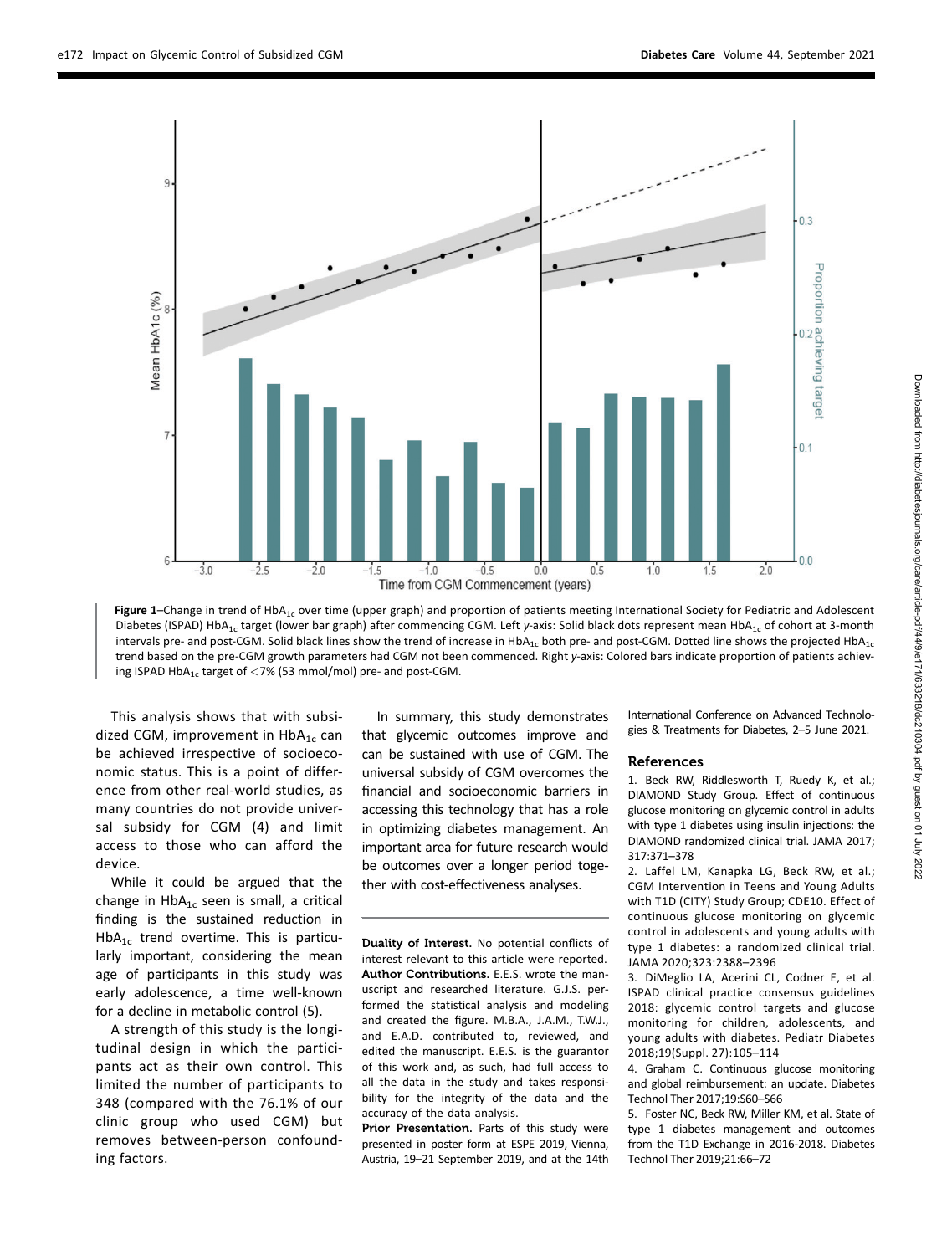Mean HbA1c (%)

9
8
7
6

Proportion achieving target

0.3
0.2
0.1
0.0

−3.0 −2.5 −2.0 −1.5 −1.0 −0.5 0.0 0.5 1.0 1.5 2.0

Time from CGM Commencement (years)

**Figure 1**–Change in trend of $HbA_{1c}$ over time (upper graph) and proportion of patients meeting International Society for Pediatric and Adolescent Diabetes (ISPAD) $HbA_{1c}$ target (lower bar graph) after commencing CGM. Left *y*-axis: Solid black dots represent mean $HbA_{1c}$ of cohort at 3-month intervals pre- and post-CGM. Solid black lines show the trend of increase in $HbA_{1c}$ both pre- and post-CGM. Dotted line shows the projected $HbA_{1c}$ trend based on the pre-CGM growth parameters had CGM not been commenced. Right *y*-axis: Colored bars indicate proportion of patients achieving ISPAD $HbA_{1c}$ target of <7% (53 mmol/mol) pre- and post-CGM.

This analysis shows that with subsidized CGM, improvement in $HbA_{1c}$ can be achieved irrespective of socioeconomic status. This is a point of difference from other real-world studies, as many countries do not provide universal subsidy for CGM (4) and limit access to those who can afford the device.

While it could be argued that the change in $HbA_{1c}$ seen is small, a critical finding is the sustained reduction in $HbA_{1c}$ trend overtime. This is particularly important, considering the mean age of participants in this study was early adolescence, a time well-known for a decline in metabolic control (5).

A strength of this study is the longitudinal design in which the participants act as their own control. This limited the number of participants to 348 (compared with the 76.1% of our clinic group who used CGM) but removes between-person confounding factors.

In summary, this study demonstrates that glycemic outcomes improve and can be sustained with use of CGM. The universal subsidy of CGM overcomes the financial and socioeconomic barriers in accessing this technology that has a role in optimizing diabetes management. An important area for future research would be outcomes over a longer period together with cost-effectiveness analyses.

**Duality of Interest.** No potential conflicts of interest relevant to this article were reported.

**Author Contributions.** E.E.S. wrote the manuscript and researched literature. G.J.S. performed the statistical analysis and modeling and created the figure. M.B.A., J.A.M., T.W.J., and E.A.D. contributed to, reviewed, and edited the manuscript. E.E.S. is the guarantor of this work and, as such, had full access to all the data in the study and takes responsibility for the integrity of the data and the accuracy of the data analysis.

**Prior Presentation.** Parts of this study were presented in poster form at ESPE 2019, Vienna, Austria, 19–21 September 2019, and at the 14th International Conference on Advanced Technologies & Treatments for Diabetes, 2–5 June 2021.

## References

1. Beck RW, Riddlesworth T, Ruedy K, et al.; DIAMOND Study Group. Effect of continuous glucose monitoring on glycemic control in adults with type 1 diabetes using insulin injections: the DIAMOND randomized clinical trial. JAMA 2017;317:371–378
2. Laffel LM, Kanapka LG, Beck RW, et al.; CGM Intervention in Teens and Young Adults with T1D (CITY) Study Group; CDE10. Effect of continuous glucose monitoring on glycemic control in adolescents and young adults with type 1 diabetes: a randomized clinical trial. JAMA 2020;323:2388–2396
3. DiMeglio LA, Acerini CL, Codner E, et al. ISPAD clinical practice consensus guidelines 2018: glycemic control targets and glucose monitoring for children, adolescents, and young adults with diabetes. Pediatr Diabetes 2018;19(Suppl. 27):105–114
4. Graham C. Continuous glucose monitoring and global reimbursement: an update. Diabetes Technol Ther 2017;19:S60–S66
5. Foster NC, Beck RW, Miller KM, et al. State of type 1 diabetes management and outcomes from the T1D Exchange in 2016-2018. Diabetes Technol Ther 2019;21:66–72